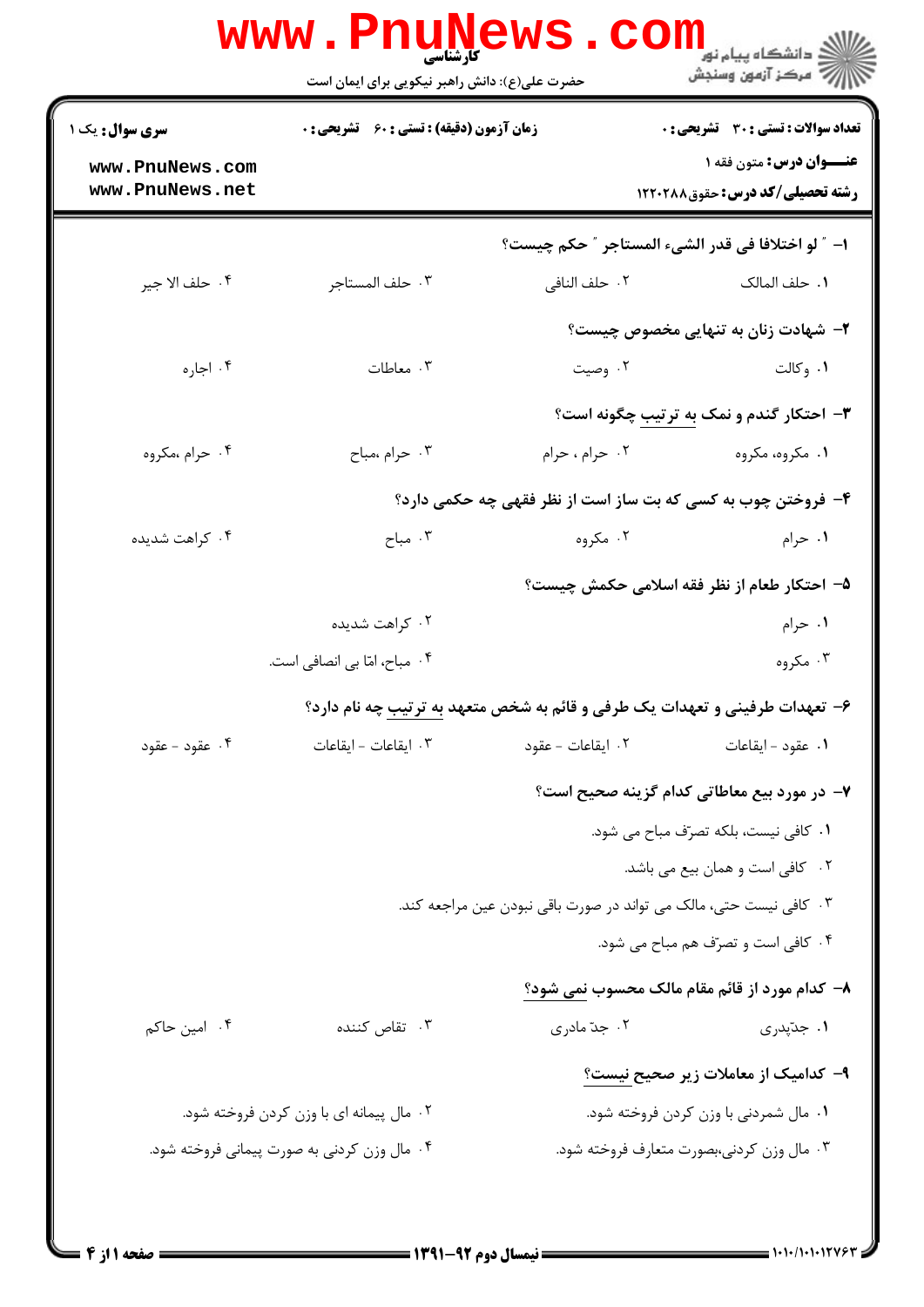کارشناسی

حضرت علی(ع): دانش راهبر نیکویی برای ایمان است

دانشگاه پیام نور
مرکز آزمون وسنجش

**سری سوال:** یک ۱

**زمان آزمون (دقیقه) : تستی : ۶۰ تشریحی : ۰**

**تعداد سوالات : تستی : ۳۰ تشریحی : ۰**

**عنـــوان درس:** متون فقه ۱

**رشته تحصیلی/کد درس:** حقوق۱۲۲۰۲۸۸

**۱- " لو اختلافا فی قدر الشیء المستاجر " حکم چیست؟**

۱. حلف المالک ۲. حلف النافی ۳. حلف المستاجر ۴. حلف الا جیر

**۲- شهادت زنان به تنهایی مخصوص چیست؟**

۱. وکالت ۲. وصیت ۳. معاطات ۴. اجاره

**۳- احتکار گندم و نمک به ترتیب چگونه است؟**

۱. مکروه، مکروه ۲. حرام ، حرام ۳. حرام ،مباح ۴. حرام ،مکروه

**۴- فروختن چوب به کسی که بت ساز است از نظر فقهی چه حکمی دارد؟**

۱. حرام ۲. مکروه ۳. مباح ۴. کراهت شدیده

**۵- احتکار طعام از نظر فقه اسلامی حکمش چیست؟**

۱. حرام ۲. کراهت شدیده ۳. مکروه ۴. مباح، امّا بی انصافی است.

**۶- تعهدات طرفینی و تعهدات یک طرفی و قائم به شخص متعهد به ترتیب چه نام دارد؟**

۱. عقود - ایقاعات ۲. ایقاعات - عقود ۳. ایقاعات - ایقاعات ۴. عقود - عقود

**۷- در مورد بیع معاطاتی کدام گزینه صحیح است؟**

۱. کافی نیست، بلکه تصرّف مباح می شود.

۲. کافی است و همان بیع می باشد.

۳. کافی نیست حتی، مالک می تواند در صورت باقی نبودن عین مراجعه کند.

۴. کافی است و تصرّف هم مباح می شود.

**۸- کدام مورد از قائم مقام مالک محسوب نمی شود؟**

۱. جدّپدری ۲. جدّ مادری ۳. تقاص کننده ۴. امین حاکم

**۹- کدامیک از معاملات زیر صحیح نیست؟**

۱. مال شمردنی با وزن کردن فروخته شود.

۲. مال پیمانه ای با وزن کردن فروخته شود.

۳. مال وزن کردنی،بصورت متعارف فروخته شود.

۴. مال وزن کردنی به صورت پیمانی فروخته شود.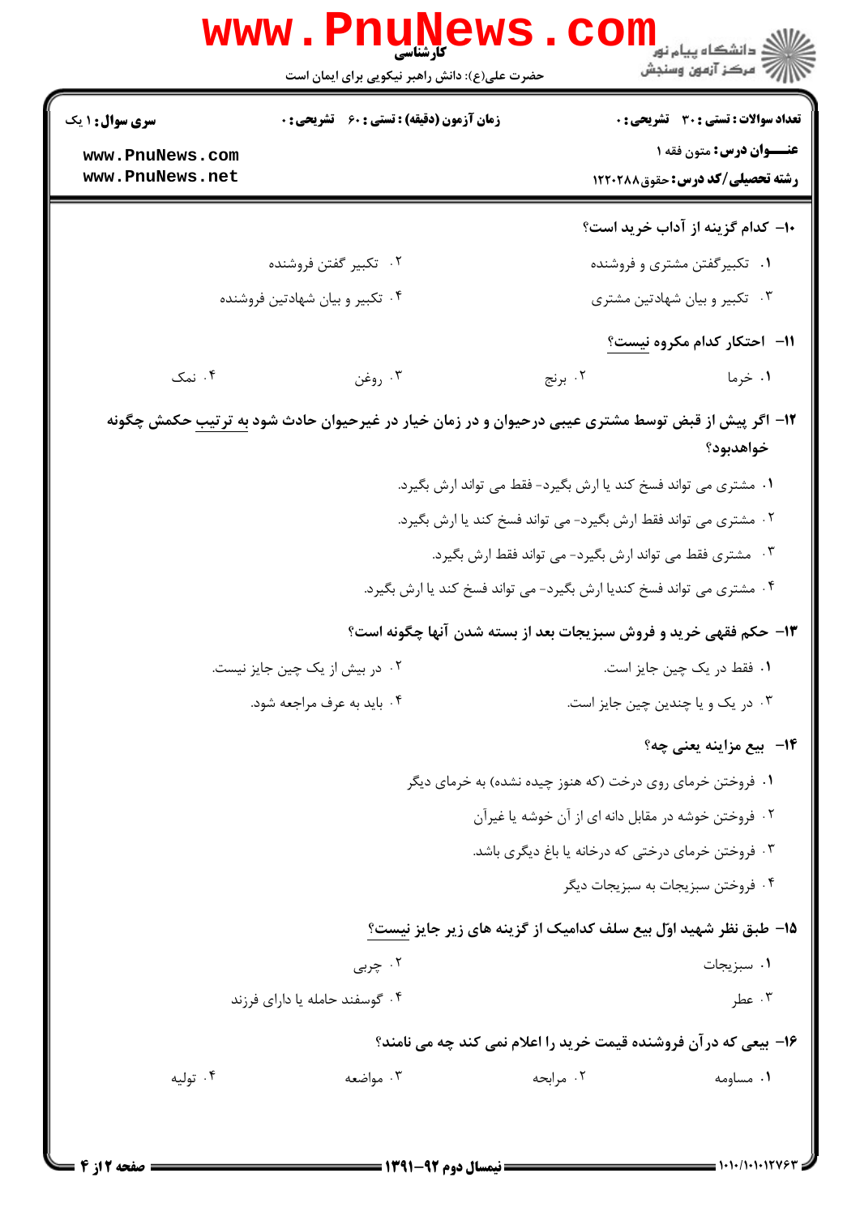**۱۰- کدام گزینه از آداب خرید است؟**

۱. تکبیرگفتن مشتری و فروشنده

۲. تکبیر گفتن فروشنده

۳. تکبیر و بیان شهادتین مشتری

۴. تکبیر و بیان شهادتین فروشنده

**۱۱- احتکار کدام مکروه نیست؟**

۱. خرما

۲. برنج

۳. روغن

۴. نمک

**۱۲- اگر پیش از قبض توسط مشتری عیبی درحیوان و در زمان خیار در غیرحیوان حادث شود به ترتیب حکمش چگونه خواهدبود؟**

۱. مشتری می تواند فسخ کند یا ارش بگیرد- فقط می تواند ارش بگیرد.

۲. مشتری می تواند فقط ارش بگیرد- می تواند فسخ کند یا ارش بگیرد.

۳. مشتری فقط می تواند ارش بگیرد- می تواند فقط ارش بگیرد.

۴. مشتری می تواند فسخ کندیا ارش بگیرد- می تواند فسخ کند یا ارش بگیرد.

**۱۳- حکم فقهی خرید و فروش سبزیجات بعد از بسته شدن آنها چگونه است؟**

۱. فقط در یک چین جایز است.

۲. در بیش از یک چین جایز نیست.

۳. در یک و یا چندین چین جایز است.

۴. باید به عرف مراجعه شود.

**۱۴- بیع مزاینه یعنی چه؟**

۱. فروختن خرمای روی درخت (که هنوز چیده نشده) به خرمای دیگر

۲. فروختن خوشه در مقابل دانه ای از آن خوشه یا غیرآن

۳. فروختن خرمای درختی که درخانه یا باغ دیگری باشد.

۴. فروختن سبزیجات به سبزیجات دیگر

**۱۵- طبق نظر شهید اوّل بیع سلف کدامیک از گزینه های زیر جایز نیست؟**

۱. سبزیجات

۲. چربی

۳. عطر

۴. گوسفند حامله یا دارای فرزند

**۱۶- بیعی که درآن فروشنده قیمت خرید را اعلام نمی کند چه می نامند؟**

۱. مساومه

۲. مرابحه

۳. مواضعه

۴. تولیه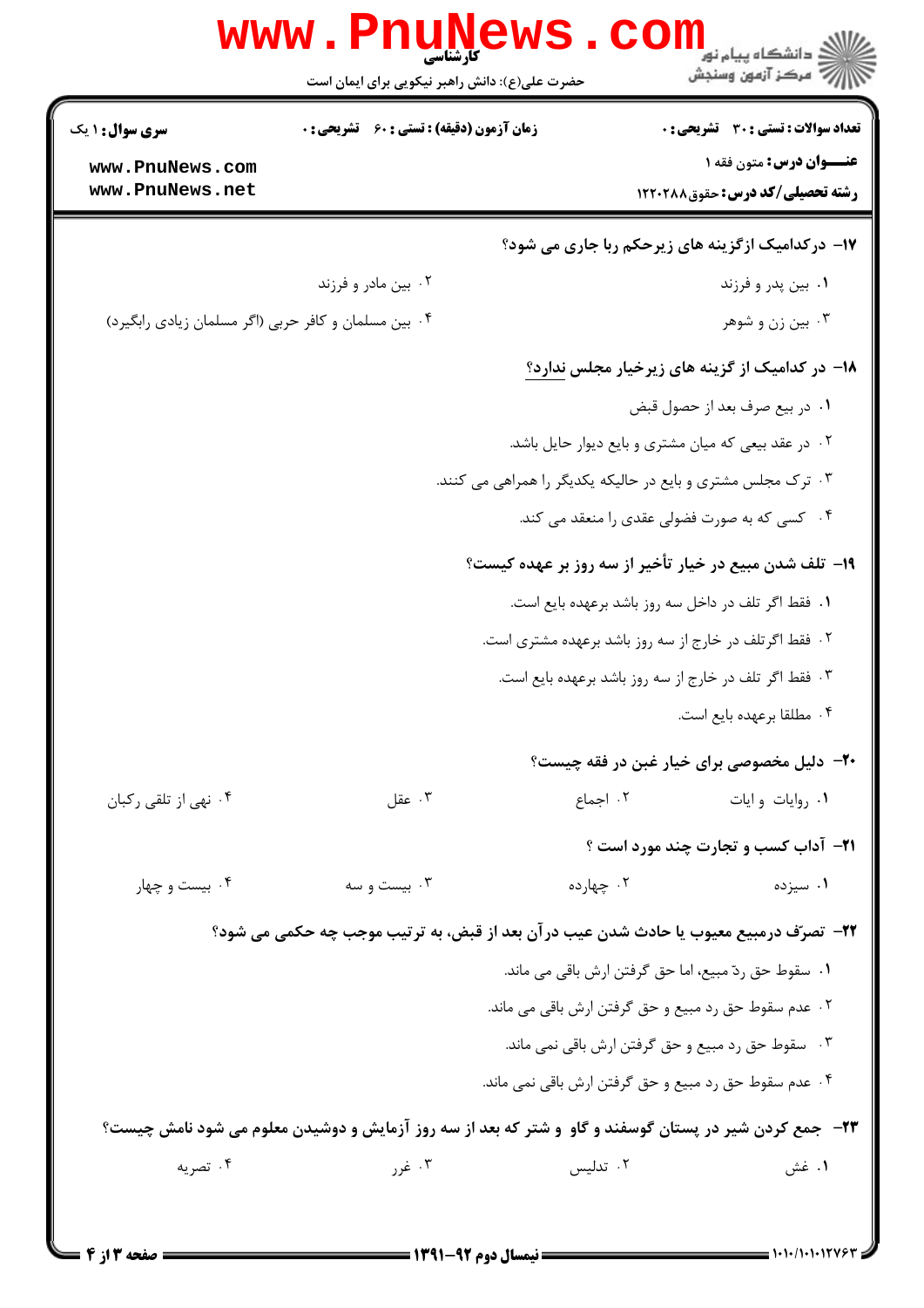۱۷- درکدامیک ازگزینه های زیرحکم ربا جاری می شود؟

۱. بین پدر و فرزند

۲. بین مادر و فرزند

۳. بین زن و شوهر

۴. بین مسلمان و کافر حربی (اگر مسلمان زیادی رابگیرد)

۱۸- در کدامیک از گزینه های زیرخیار مجلس ندارد؟

۱. در بیع صرف بعد از حصول قبض

۲. در عقد بیعی که میان مشتری و بایع دیوار حایل باشد.

۳. ترک مجلس مشتری و بایع در حالیکه یکدیگر را همراهی می کنند.

۴. کسی که به صورت فضولی عقدی را منعقد می کند.

۱۹- تلف شدن مبیع در خیار تأخیر از سه روز بر عهده کیست؟

۱. فقط اگر تلف در داخل سه روز باشد برعهده بایع است.

۲. فقط اگرتلف در خارج از سه روز باشد برعهده مشتری است.

۳. فقط اگر تلف در خارج از سه روز باشد برعهده بایع است.

۴. مطلقا برعهده بایع است.

۲۰- دلیل مخصوصی برای خیار غبن در فقه چیست؟

۱. روایات و ایات

۲. اجماع

۳. عقل

۴. نهی از تلقی رکبان

۲۱- آداب کسب و تجارت چند مورد است ؟

۱. سیزده

۲. چهارده

۳. بیست و سه

۴. بیست و چهار

۲۲- تصرّف درمبیع معیوب یا حادث شدن عیب درآن بعد از قبض، به ترتیب موجب چه حکمی می شود؟

۱. سقوط حق ردّ مبیع، اما حق گرفتن ارش باقی می ماند.

۲. عدم سقوط حق رد مبیع و حق گرفتن ارش باقی می ماند.

۳. سقوط حق رد مبیع و حق گرفتن ارش باقی نمی ماند.

۴. عدم سقوط حق رد مبیع و حق گرفتن ارش باقی نمی ماند.

۲۳- جمع کردن شیر در پستان گوسفند و گاو و شتر که بعد از سه روز آزمایش و دوشیدن معلوم می شود نامش چیست؟

۱. غش

۲. تدلیس

۳. غرر

۴. تصریه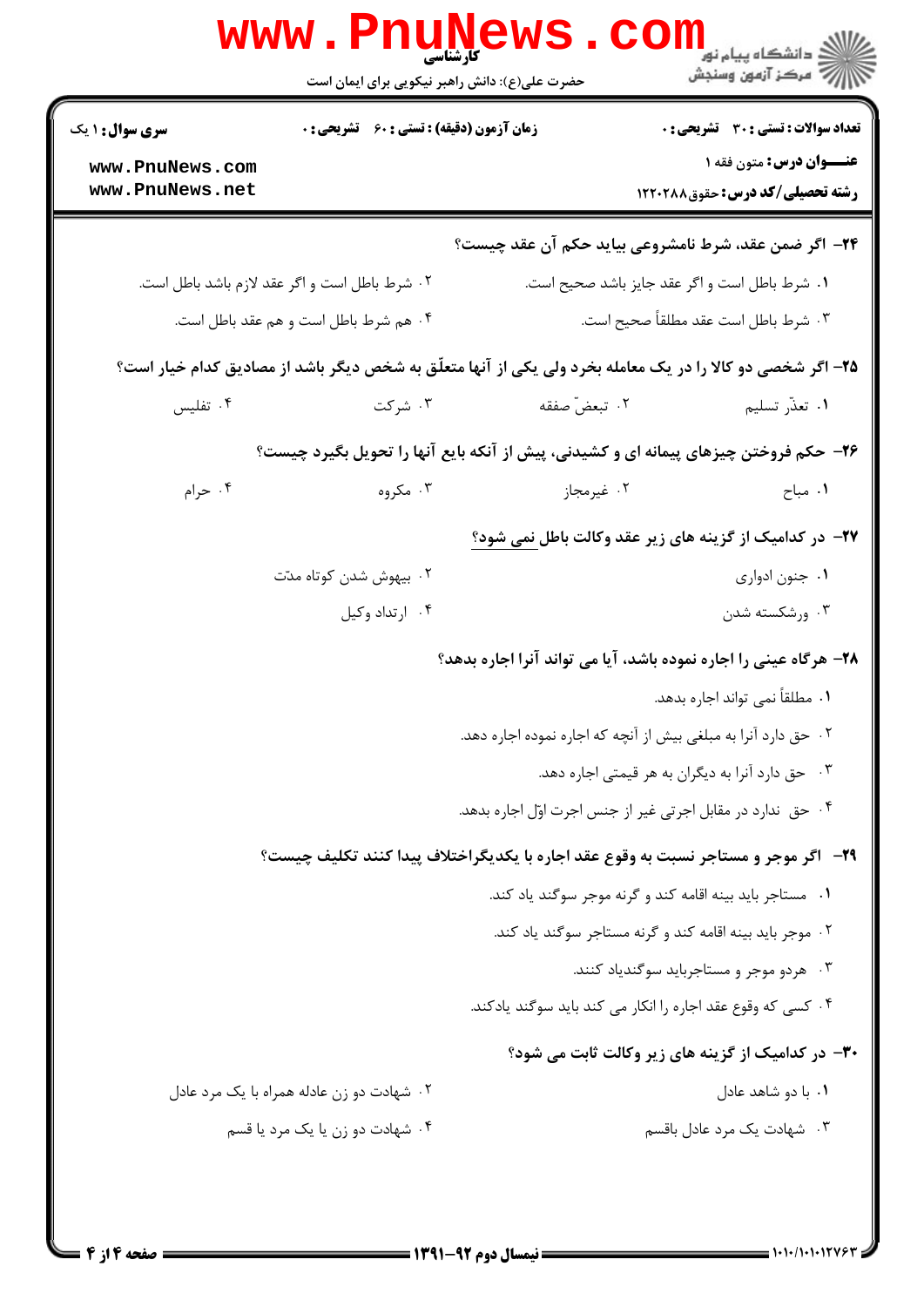۲۴- اگر ضمن عقد، شرط نامشروعی بیاید حکم آن عقد چیست؟

۱. شرط باطل است و اگر عقد جایز باشد صحیح است.

۲. شرط باطل است و اگر عقد لازم باشد باطل است.

۳. شرط باطل است عقد مطلقاً صحیح است.

۴. هم شرط باطل است و هم عقد باطل است.

۲۵- اگر شخصی دو کالا را در یک معامله بخرد ولی یکی از آنها متعلّق به شخص دیگر باشد از مصادیق کدام خیار است؟

۱. تعذّر تسلیم

۲. تبعضّ صفقه

۳. شرکت

۴. تفلیس

۲۶- حکم فروختن چیزهای پیمانه ای و کشیدنی، پیش از آنکه بایع آنها را تحویل بگیرد چیست؟

۱. مباح

۲. غیرمجاز

۳. مکروه

۴. حرام

۲۷- در کدامیک از گزینه های زیر عقد وکالت باطل نمی شود؟

۱. جنون ادواری

۲. بیهوش شدن کوتاه مدّت

۳. ورشکسته شدن

۴. ارتداد وکیل

۲۸- هرگاه عینی را اجاره نموده باشد، آیا می تواند آنرا اجاره بدهد؟

۱. مطلقاً نمی تواند اجاره بدهد.

۲. حق دارد آنرا به مبلغی بیش از آنچه که اجاره نموده اجاره دهد.

۳. حق دارد آنرا به دیگران به هر قیمتی اجاره دهد.

۴. حق ندارد در مقابل اجرتی غیر از جنس اجرت اوّل اجاره بدهد.

۲۹- اگر موجر و مستاجر نسبت به وقوع عقد اجاره با یکدیگراختلاف پیدا کنند تکلیف چیست؟

۱. مستاجر باید بینه اقامه کند و گرنه موجر سوگند یاد کند.

۲. موجر باید بینه اقامه کند و گرنه مستاجر سوگند یاد کند.

۳. هردو موجر و مستاجرباید سوگندیاد کنند.

۴. کسی که وقوع عقد اجاره را انکار می کند باید سوگند یادکند.

۳۰- در کدامیک از گزینه های زیر وکالت ثابت می شود؟

۱. با دو شاهد عادل

۲. شهادت دو زن عادله همراه با یک مرد عادل

۳. شهادت یک مرد عادل باقسم

۴. شهادت دو زن یا یک مرد یا قسم